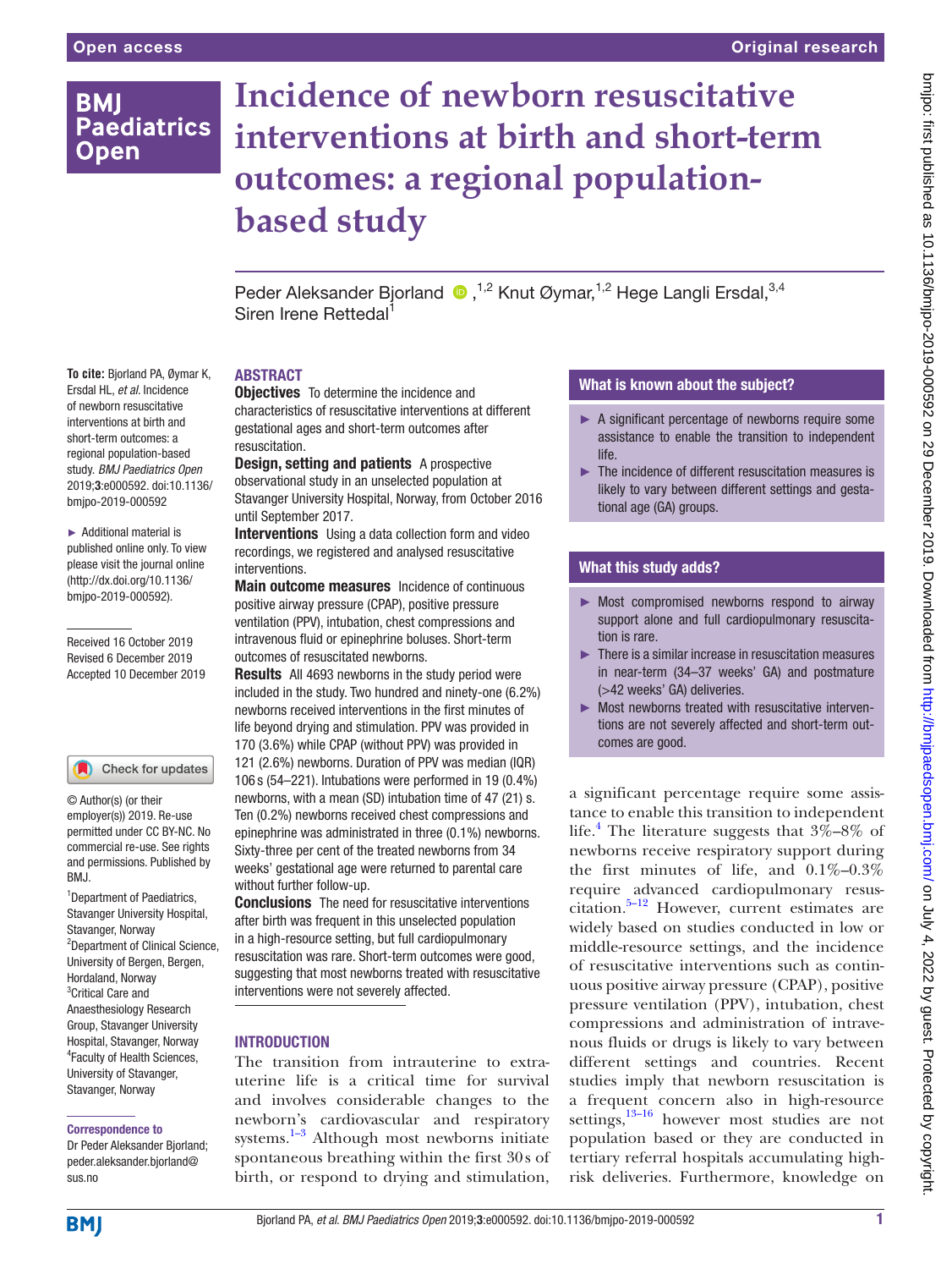Open access | Original research

# Incidence of newborn resuscitative interventions at birth and short-term outcomes: a regional population-based study

Peder Aleksander Bjorland[1,2], Knut Øymar[1,2], Hege Langli Ersdal[3,4], Siren Irene Rettedal[1]

**To cite:** Bjorland PA, Øymar K, Ersdal HL, *et al*. Incidence of newborn resuscitative interventions at birth and short-term outcomes: a regional population-based study. *BMJ Paediatrics Open* 2019;**3**:e000592. doi:10.1136/bmjpo-2019-000592

► Additional material is published online only. To view please visit the journal online (http://dx.doi.org/10.1136/bmjpo-2019-000592).

Received 16 October 2019
Revised 6 December 2019
Accepted 10 December 2019

© Author(s) (or their employer(s)) 2019. Re-use permitted under CC BY-NC. No commercial re-use. See rights and permissions. Published by BMJ.

[1]Department of Paediatrics, Stavanger University Hospital, Stavanger, Norway
[2]Department of Clinical Science, University of Bergen, Bergen, Hordaland, Norway
[3]Critical Care and Anaesthesiology Research Group, Stavanger University Hospital, Stavanger, Norway
[4]Faculty of Health Sciences, University of Stavanger, Stavanger, Norway

**Correspondence to**
Dr Peder Aleksander Bjorland; peder.aleksander.bjorland@sus.no

## ABSTRACT

**Objectives** To determine the incidence and characteristics of resuscitative interventions at different gestational ages and short-term outcomes after resuscitation.

**Design, setting and patients** A prospective observational study in an unselected population at Stavanger University Hospital, Norway, from October 2016 until September 2017.

**Interventions** Using a data collection form and video recordings, we registered and analysed resuscitative interventions.

**Main outcome measures** Incidence of continuous positive airway pressure (CPAP), positive pressure ventilation (PPV), intubation, chest compressions and intravenous fluid or epinephrine boluses. Short-term outcomes of resuscitated newborns.

**Results** All 4693 newborns in the study period were included in the study. Two hundred and ninety-one (6.2%) newborns received interventions in the first minutes of life beyond drying and stimulation. PPV was provided in 170 (3.6%) while CPAP (without PPV) was provided in 121 (2.6%) newborns. Duration of PPV was median (IQR) 106 s (54–221). Intubations were performed in 19 (0.4%) newborns, with a mean (SD) intubation time of 47 (21) s. Ten (0.2%) newborns received chest compressions and epinephrine was administrated in three (0.1%) newborns. Sixty-three per cent of the treated newborns from 34 weeks' gestational age were returned to parental care without further follow-up.

**Conclusions** The need for resuscitative interventions after birth was frequent in this unselected population in a high-resource setting, but full cardiopulmonary resuscitation was rare. Short-term outcomes were good, suggesting that most newborns treated with resuscitative interventions were not severely affected.

### What is known about the subject?

- A significant percentage of newborns require some assistance to enable the transition to independent life.
- The incidence of different resuscitation measures is likely to vary between different settings and gestational age (GA) groups.

### What this study adds?

- Most compromised newborns respond to airway support alone and full cardiopulmonary resuscitation is rare.
- There is a similar increase in resuscitation measures in near-term (34–37 weeks' GA) and postmature (>42 weeks' GA) deliveries.
- Most newborns treated with resuscitative interventions are not severely affected and short-term outcomes are good.

## INTRODUCTION

The transition from intrauterine to extrauterine life is a critical time for survival and involves considerable changes to the newborn's cardiovascular and respiratory systems.[1–3] Although most newborns initiate spontaneous breathing within the first 30 s of birth, or respond to drying and stimulation, a significant percentage require some assistance to enable this transition to independent life.[4] The literature suggests that 3%–8% of newborns receive respiratory support during the first minutes of life, and 0.1%–0.3% require advanced cardiopulmonary resuscitation.[5–12] However, current estimates are widely based on studies conducted in low or middle-resource settings, and the incidence of resuscitative interventions such as continuous positive airway pressure (CPAP), positive pressure ventilation (PPV), intubation, chest compressions and administration of intravenous fluids or drugs is likely to vary between different settings and countries. Recent studies imply that newborn resuscitation is a frequent concern also in high-resource settings,[13–16] however most studies are not population based or they are conducted in tertiary referral hospitals accumulating high-risk deliveries. Furthermore, knowledge on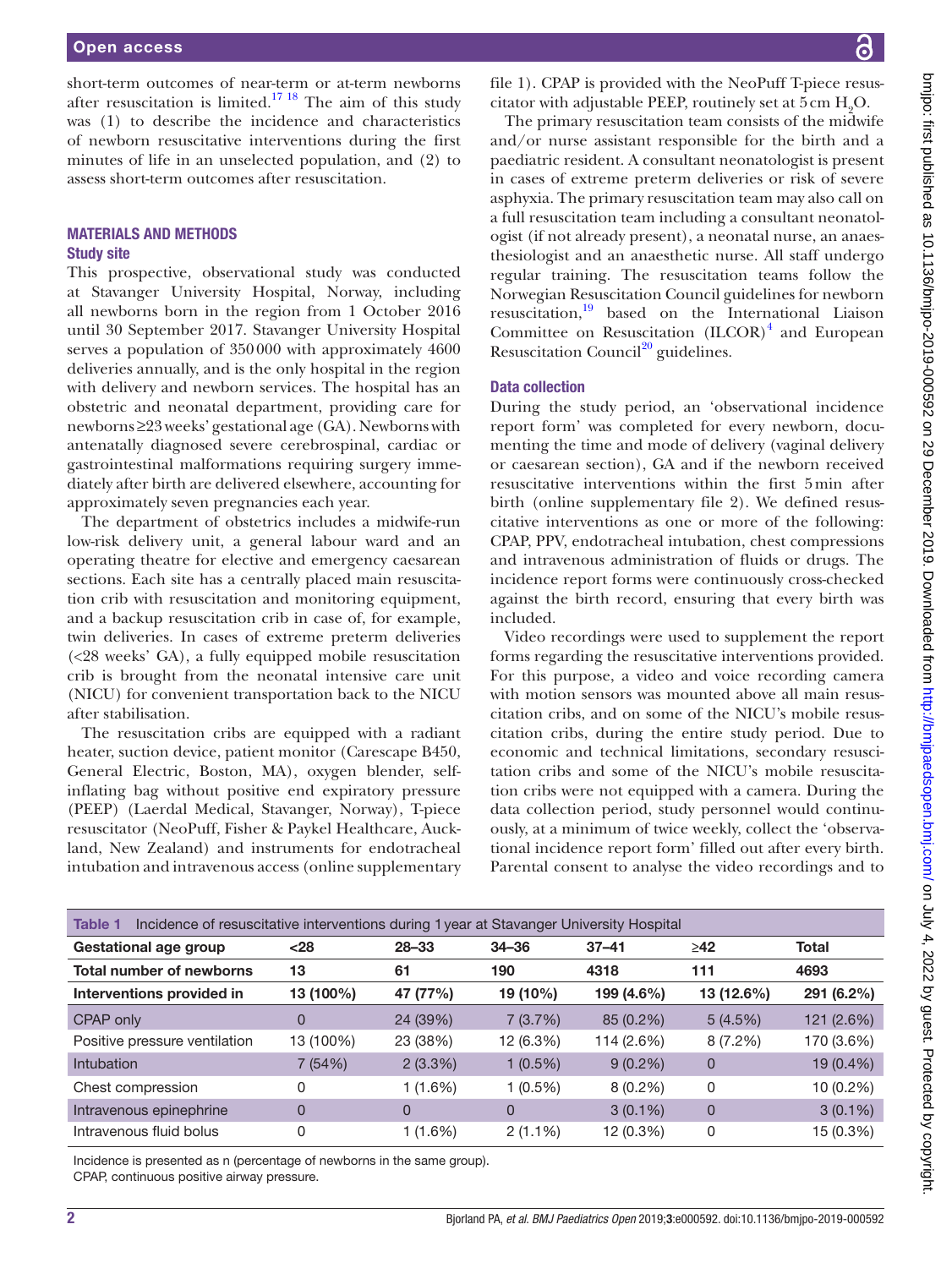short-term outcomes of near-term or at-term newborns after resuscitation is limited.[17,18] The aim of this study was (1) to describe the incidence and characteristics of newborn resuscitative interventions during the first minutes of life in an unselected population, and (2) to assess short-term outcomes after resuscitation.

## MATERIALS AND METHODS

### Study site

This prospective, observational study was conducted at Stavanger University Hospital, Norway, including all newborns born in the region from 1 October 2016 until 30 September 2017. Stavanger University Hospital serves a population of 350 000 with approximately 4600 deliveries annually, and is the only hospital in the region with delivery and newborn services. The hospital has an obstetric and neonatal department, providing care for newborns ≥23 weeks' gestational age (GA). Newborns with antenatally diagnosed severe cerebrospinal, cardiac or gastrointestinal malformations requiring surgery immediately after birth are delivered elsewhere, accounting for approximately seven pregnancies each year.

The department of obstetrics includes a midwife-run low-risk delivery unit, a general labour ward and an operating theatre for elective and emergency caesarean sections. Each site has a centrally placed main resuscitation crib with resuscitation and monitoring equipment, and a backup resuscitation crib in case of, for example, twin deliveries. In cases of extreme preterm deliveries (<28 weeks' GA), a fully equipped mobile resuscitation crib is brought from the neonatal intensive care unit (NICU) for convenient transportation back to the NICU after stabilisation.

The resuscitation cribs are equipped with a radiant heater, suction device, patient monitor (Carescape B450, General Electric, Boston, MA), oxygen blender, self-inflating bag without positive end expiratory pressure (PEEP) (Laerdal Medical, Stavanger, Norway), T-piece resuscitator (NeoPuff, Fisher & Paykel Healthcare, Auckland, New Zealand) and instruments for endotracheal intubation and intravenous access (online supplementary file 1). CPAP is provided with the NeoPuff T-piece resuscitator with adjustable PEEP, routinely set at 5 cm $H_2O$.

The primary resuscitation team consists of the midwife and/or nurse assistant responsible for the birth and a paediatric resident. A consultant neonatologist is present in cases of extreme preterm deliveries or risk of severe asphyxia. The primary resuscitation team may also call on a full resuscitation team including a consultant neonatologist (if not already present), a neonatal nurse, an anaesthesiologist and an anaesthetic nurse. All staff undergo regular training. The resuscitation teams follow the Norwegian Resuscitation Council guidelines for newborn resuscitation,[19] based on the International Liaison Committee on Resuscitation (ILCOR)[4] and European Resuscitation Council[20] guidelines.

### Data collection

During the study period, an 'observational incidence report form' was completed for every newborn, documenting the time and mode of delivery (vaginal delivery or caesarean section), GA and if the newborn received resuscitative interventions within the first 5 min after birth (online supplementary file 2). We defined resuscitative interventions as one or more of the following: CPAP, PPV, endotracheal intubation, chest compressions and intravenous administration of fluids or drugs. The incidence report forms were continuously cross-checked against the birth record, ensuring that every birth was included.

Video recordings were used to supplement the report forms regarding the resuscitative interventions provided. For this purpose, a video and voice recording camera with motion sensors was mounted above all main resuscitation cribs, and on some of the NICU's mobile resuscitation cribs, during the entire study period. Due to economic and technical limitations, secondary resuscitation cribs and some of the NICU's mobile resuscitation cribs were not equipped with a camera. During the data collection period, study personnel would continuously, at a minimum of twice weekly, collect the 'observational incidence report form' filled out after every birth. Parental consent to analyse the video recordings and to

**Table 1** Incidence of resuscitative interventions during 1 year at Stavanger University Hospital

| Gestational age group | <28 | 28–33 | 34–36 | 37–41 | ≥42 | Total |
|---|---|---|---|---|---|---|
| **Total number of newborns** | 13 | 61 | 190 | 4318 | 111 | 4693 |
| **Interventions provided in** | 13 (100%) | 47 (77%) | 19 (10%) | 199 (4.6%) | 13 (12.6%) | 291 (6.2%) |
| CPAP only | 0 | 24 (39%) | 7 (3.7%) | 85 (0.2%) | 5 (4.5%) | 121 (2.6%) |
| Positive pressure ventilation | 13 (100%) | 23 (38%) | 12 (6.3%) | 114 (2.6%) | 8 (7.2%) | 170 (3.6%) |
| Intubation | 7 (54%) | 2 (3.3%) | 1 (0.5%) | 9 (0.2%) | 0 | 19 (0.4%) |
| Chest compression | 0 | 1 (1.6%) | 1 (0.5%) | 8 (0.2%) | 0 | 10 (0.2%) |
| Intravenous epinephrine | 0 | 0 | 0 | 3 (0.1%) | 0 | 3 (0.1%) |
| Intravenous fluid bolus | 0 | 1 (1.6%) | 2 (1.1%) | 12 (0.3%) | 0 | 15 (0.3%) |

Incidence is presented as n (percentage of newborns in the same group).
CPAP, continuous positive airway pressure.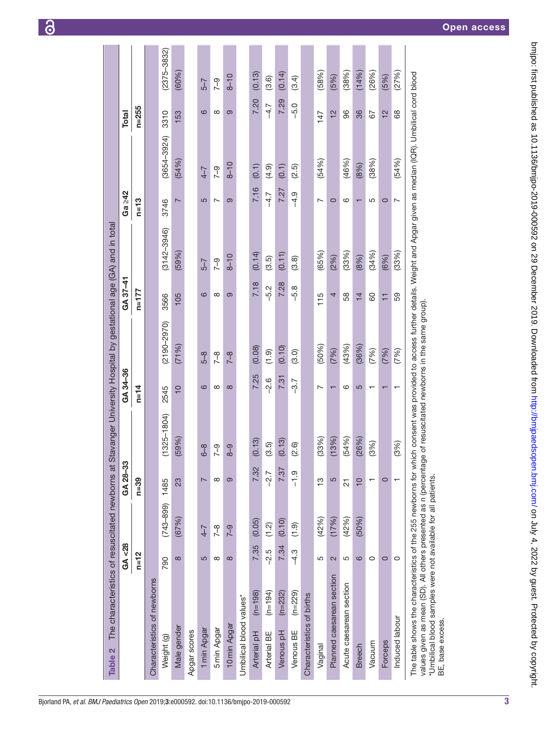**Table 2** The characteristics of resuscitated newborns at Stavanger University Hospital by gestational age (GA) and in total

| | GA <28 | | GA 28–33 | | GA 34–36 | | GA 37–41 | | Ga ≥42 | | Total | |
|---|---|---|---|---|---|---|---|---|---|---|---|---|
| | n=12 | | n=39 | | n=14 | | n=177 | | n=13 | | n=255 | |
| **Characteristics of newborns** | | | | | | | | | | | | |
| Weight (g) | 790 | (743–899) | 1485 | (1325–1804) | 2545 | (2190–2970) | 3566 | (3142–3946) | 3746 | (3654–3924) | 3310 | (2375–3832) |
| Male gender | 8 | (67%) | 23 | (59%) | 10 | (71%) | 105 | (59%) | 7 | (54%) | 153 | (60%) |
| Apgar scores | | | | | | | | | | | | |
| 1 min Apgar | 5 | 4–7 | 7 | 6–8 | 6 | 5–8 | 6 | 5–7 | 5 | 4–7 | 6 | 5–7 |
| 5 min Apgar | 8 | 7–8 | 8 | 7–9 | 8 | 7–8 | 8 | 7–9 | 7 | 7–9 | 8 | 7–9 |
| 10 min Apgar | 8 | 7–9 | 9 | 8–9 | 8 | 7–8 | 9 | 8–10 | 9 | 8–10 | 9 | 8–10 |
| Umbilical blood values* | | | | | | | | | | | | |
| Arterial pH (n=198) | 7.35 | (0.05) | 7.32 | (0.13) | 7.25 | (0.08) | 7.18 | (0.14) | 7.16 | (0.1) | 7.20 | (0.13) |
| Arterial BE (n=194) | −2.5 | (1.2) | −2.7 | (3.5) | −2.6 | (1.9) | −5.2 | (3.5) | −4.7 | (4.9) | −4.7 | (3.6) |
| Venous pH (n=232) | 7.34 | (0.10) | 7.37 | (0.13) | 7.31 | (0.10) | 7.28 | (0.11) | 7.27 | (0.1) | 7.29 | (0.14) |
| Venous BE (n=229) | −4.3 | (1.9) | −1.9 | (2.6) | −3.7 | (3.0) | −5.8 | (3.8) | −4.9 | (2.5) | −5.0 | (3.4) |
| **Characteristics of births** | | | | | | | | | | | | |
| Vaginal | 5 | (42%) | 13 | (33%) | 7 | (50%) | 115 | (65%) | 7 | (54%) | 147 | (58%) |
| Planned caesarean section | 2 | (17%) | 5 | (13%) | 1 | (7%) | 4 | (2%) | 0 | | 12 | (5%) |
| Acute caesarean section | 5 | (42%) | 21 | (54%) | 6 | (43%) | 58 | (33%) | 6 | (46%) | 96 | (38%) |
| Breech | 6 | (50%) | 10 | (26%) | 5 | (36%) | 14 | (8%) | 1 | (8%) | 36 | (14%) |
| Vacuum | 0 | | 1 | (3%) | 1 | (7%) | 60 | (34%) | 5 | (38%) | 67 | (26%) |
| Forceps | 0 | | 0 | | 1 | (7%) | 11 | (6%) | 0 | | 12 | (5%) |
| Induced labour | 0 | | 1 | (3%) | 1 | (7%) | 59 | (33%) | 7 | (54%) | 68 | (27%) |

The table shows the characteristics of the 255 newborns for which consent was provided to access further details. Weight and Apgar given as median (IQR). Umbilical cord blood values given as mean (SD). All others presented as n (percentage of resuscitated newborns in the same group).

*Umbilical blood samples were not available for all patients.

BE, base excess.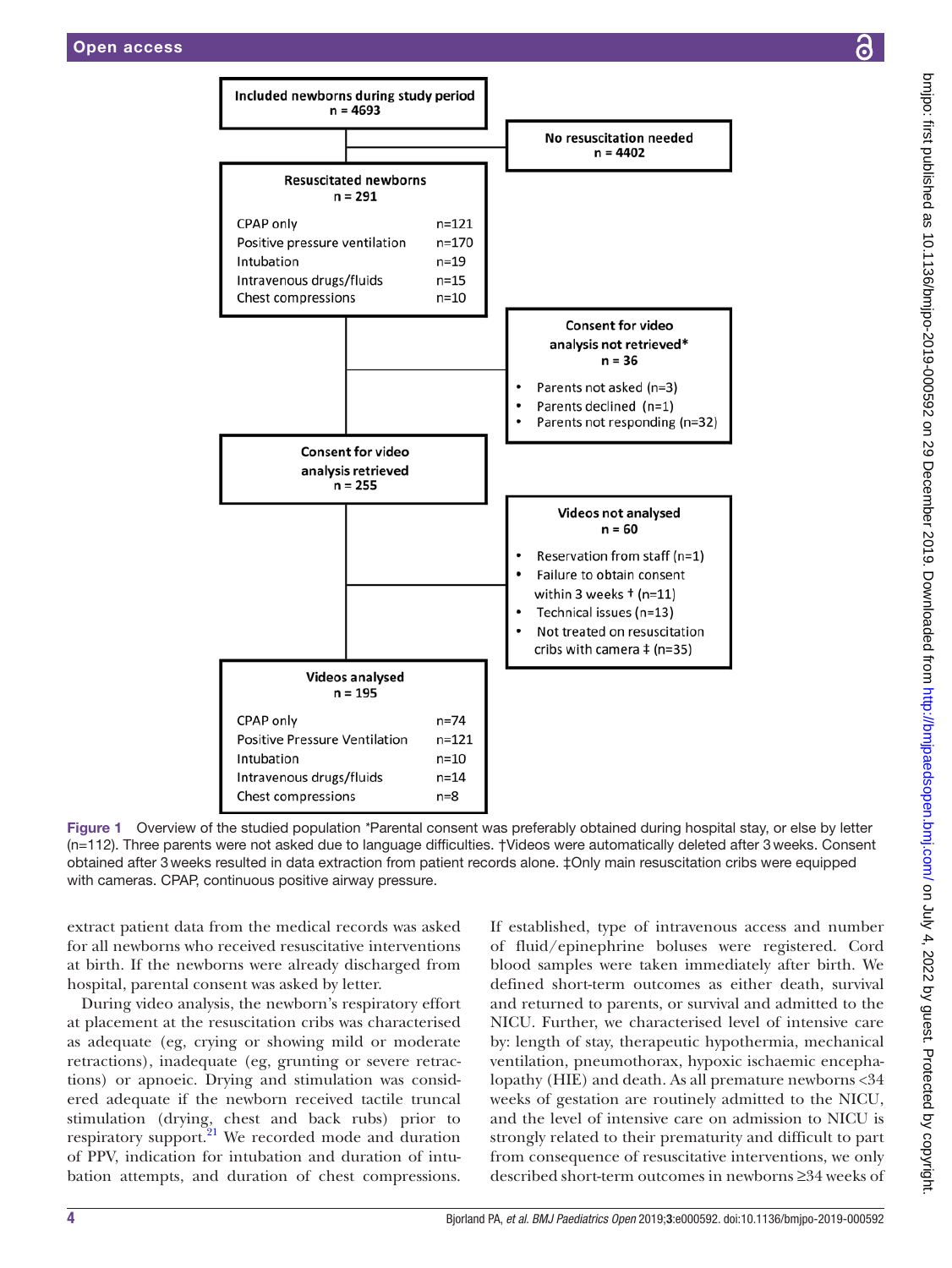**Included newborns during study period**
**n = 4693**

**No resuscitation needed**
**n = 4402**

**Resuscitated newborns**
**n = 291**

| | |
|---|---|
| CPAP only | n=121 |
| Positive pressure ventilation | n=170 |
| Intubation | n=19 |
| Intravenous drugs/fluids | n=15 |
| Chest compressions | n=10 |

**Consent for video analysis not retrieved***
**n = 36**

- Parents not asked (n=3)
- Parents declined (n=1)
- Parents not responding (n=32)

**Consent for video analysis retrieved**
**n = 255**

**Videos not analysed**
**n = 60**

- Reservation from staff (n=1)
- Failure to obtain consent within 3 weeks † (n=11)
- Technical issues (n=13)
- Not treated on resuscitation cribs with camera ‡ (n=35)

**Videos analysed**
**n = 195**

| | |
|---|---|
| CPAP only | n=74 |
| Positive Pressure Ventilation | n=121 |
| Intubation | n=10 |
| Intravenous drugs/fluids | n=14 |
| Chest compressions | n=8 |

Figure 1 Overview of the studied population *Parental consent was preferably obtained during hospital stay, or else by letter (n=112). Three parents were not asked due to language difficulties. †Videos were automatically deleted after 3 weeks. Consent obtained after 3 weeks resulted in data extraction from patient records alone. ‡Only main resuscitation cribs were equipped with cameras. CPAP, continuous positive airway pressure.

extract patient data from the medical records was asked for all newborns who received resuscitative interventions at birth. If the newborns were already discharged from hospital, parental consent was asked by letter.

During video analysis, the newborn's respiratory effort at placement at the resuscitation cribs was characterised as adequate (eg, crying or showing mild or moderate retractions), inadequate (eg, grunting or severe retractions) or apnoeic. Drying and stimulation was considered adequate if the newborn received tactile truncal stimulation (drying, chest and back rubs) prior to respiratory support.[21] We recorded mode and duration of PPV, indication for intubation and duration of intubation attempts, and duration of chest compressions. If established, type of intravenous access and number of fluid/epinephrine boluses were registered. Cord blood samples were taken immediately after birth. We defined short-term outcomes as either death, survival and returned to parents, or survival and admitted to the NICU. Further, we characterised level of intensive care by: length of stay, therapeutic hypothermia, mechanical ventilation, pneumothorax, hypoxic ischaemic encephalopathy (HIE) and death. As all premature newborns <34 weeks of gestation are routinely admitted to the NICU, and the level of intensive care on admission to NICU is strongly related to their prematurity and difficult to part from consequence of resuscitative interventions, we only described short-term outcomes in newborns ≥34 weeks of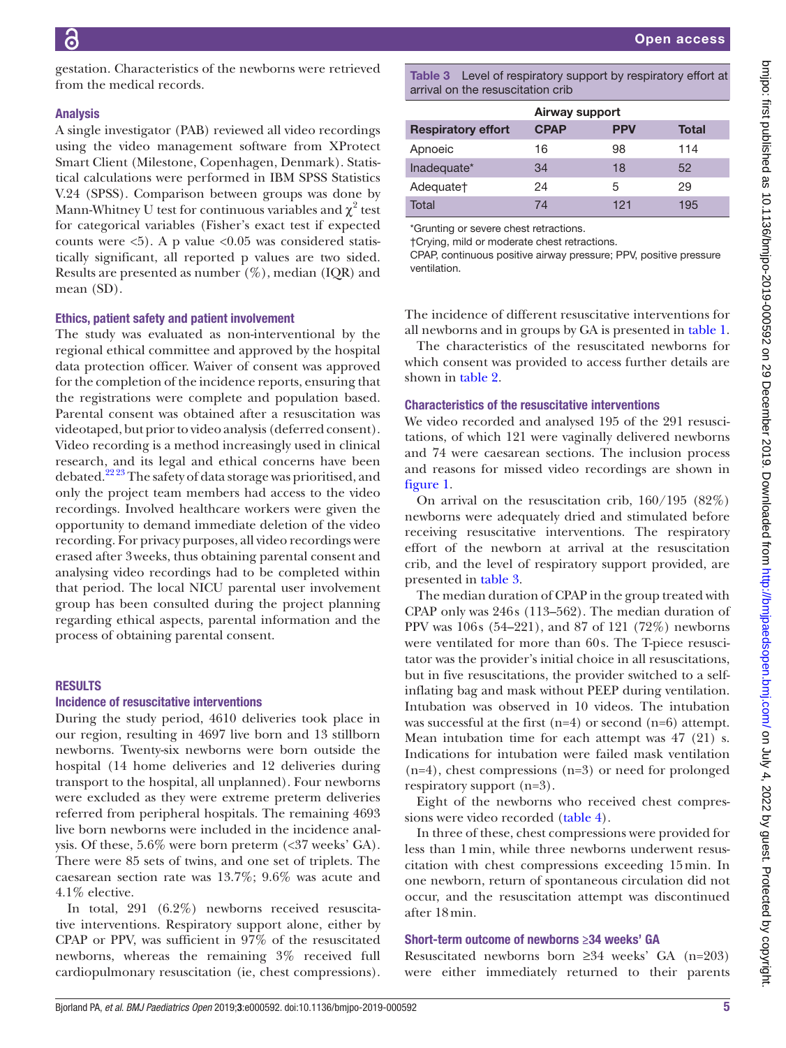gestation. Characteristics of the newborns were retrieved from the medical records.

### Analysis

A single investigator (PAB) reviewed all video recordings using the video management software from XProtect Smart Client (Milestone, Copenhagen, Denmark). Statistical calculations were performed in IBM SPSS Statistics V.24 (SPSS). Comparison between groups was done by Mann-Whitney U test for continuous variables and $\chi^2$ test for categorical variables (Fisher's exact test if expected counts were <5). A p value <0.05 was considered statistically significant, all reported p values are two sided. Results are presented as number (%), median (IQR) and mean (SD).

### Ethics, patient safety and patient involvement

The study was evaluated as non-interventional by the regional ethical committee and approved by the hospital data protection officer. Waiver of consent was approved for the completion of the incidence reports, ensuring that the registrations were complete and population based. Parental consent was obtained after a resuscitation was videotaped, but prior to video analysis (deferred consent). Video recording is a method increasingly used in clinical research, and its legal and ethical concerns have been debated.[22,23] The safety of data storage was prioritised, and only the project team members had access to the video recordings. Involved healthcare workers were given the opportunity to demand immediate deletion of the video recording. For privacy purposes, all video recordings were erased after 3 weeks, thus obtaining parental consent and analysing video recordings had to be completed within that period. The local NICU parental user involvement group has been consulted during the project planning regarding ethical aspects, parental information and the process of obtaining parental consent.

## RESULTS

### Incidence of resuscitative interventions

During the study period, 4610 deliveries took place in our region, resulting in 4697 live born and 13 stillborn newborns. Twenty-six newborns were born outside the hospital (14 home deliveries and 12 deliveries during transport to the hospital, all unplanned). Four newborns were excluded as they were extreme preterm deliveries referred from peripheral hospitals. The remaining 4693 live born newborns were included in the incidence analysis. Of these, 5.6% were born preterm (<37 weeks' GA). There were 85 sets of twins, and one set of triplets. The caesarean section rate was 13.7%; 9.6% was acute and 4.1% elective.

In total, 291 (6.2%) newborns received resuscitative interventions. Respiratory support alone, either by CPAP or PPV, was sufficient in 97% of the resuscitated newborns, whereas the remaining 3% received full cardiopulmonary resuscitation (ie, chest compressions).

**Table 3** Level of respiratory support by respiratory effort at arrival on the resuscitation crib

| | Airway support | | |
|---|---|---|---|
| **Respiratory effort** | **CPAP** | **PPV** | **Total** |
| Apnoeic | 16 | 98 | 114 |
| Inadequate* | 34 | 18 | 52 |
| Adequate† | 24 | 5 | 29 |
| Total | 74 | 121 | 195 |

*Grunting or severe chest retractions.
†Crying, mild or moderate chest retractions.
CPAP, continuous positive airway pressure; PPV, positive pressure ventilation.

The incidence of different resuscitative interventions for all newborns and in groups by GA is presented in table 1.

The characteristics of the resuscitated newborns for which consent was provided to access further details are shown in table 2.

### Characteristics of the resuscitative interventions

We video recorded and analysed 195 of the 291 resuscitations, of which 121 were vaginally delivered newborns and 74 were caesarean sections. The inclusion process and reasons for missed video recordings are shown in figure 1.

On arrival on the resuscitation crib, 160/195 (82%) newborns were adequately dried and stimulated before receiving resuscitative interventions. The respiratory effort of the newborn at arrival at the resuscitation crib, and the level of respiratory support provided, are presented in table 3.

The median duration of CPAP in the group treated with CPAP only was 246 s (113–562). The median duration of PPV was 106 s (54–221), and 87 of 121 (72%) newborns were ventilated for more than 60 s. The T-piece resuscitator was the provider's initial choice in all resuscitations, but in five resuscitations, the provider switched to a self-inflating bag and mask without PEEP during ventilation. Intubation was observed in 10 videos. The intubation was successful at the first (n=4) or second (n=6) attempt. Mean intubation time for each attempt was 47 (21) s. Indications for intubation were failed mask ventilation (n=4), chest compressions (n=3) or need for prolonged respiratory support (n=3).

Eight of the newborns who received chest compressions were video recorded (table 4).

In three of these, chest compressions were provided for less than 1 min, while three newborns underwent resuscitation with chest compressions exceeding 15 min. In one newborn, return of spontaneous circulation did not occur, and the resuscitation attempt was discontinued after 18 min.

### Short-term outcome of newborns ≥34 weeks' GA

Resuscitated newborns born ≥34 weeks' GA (n=203) were either immediately returned to their parents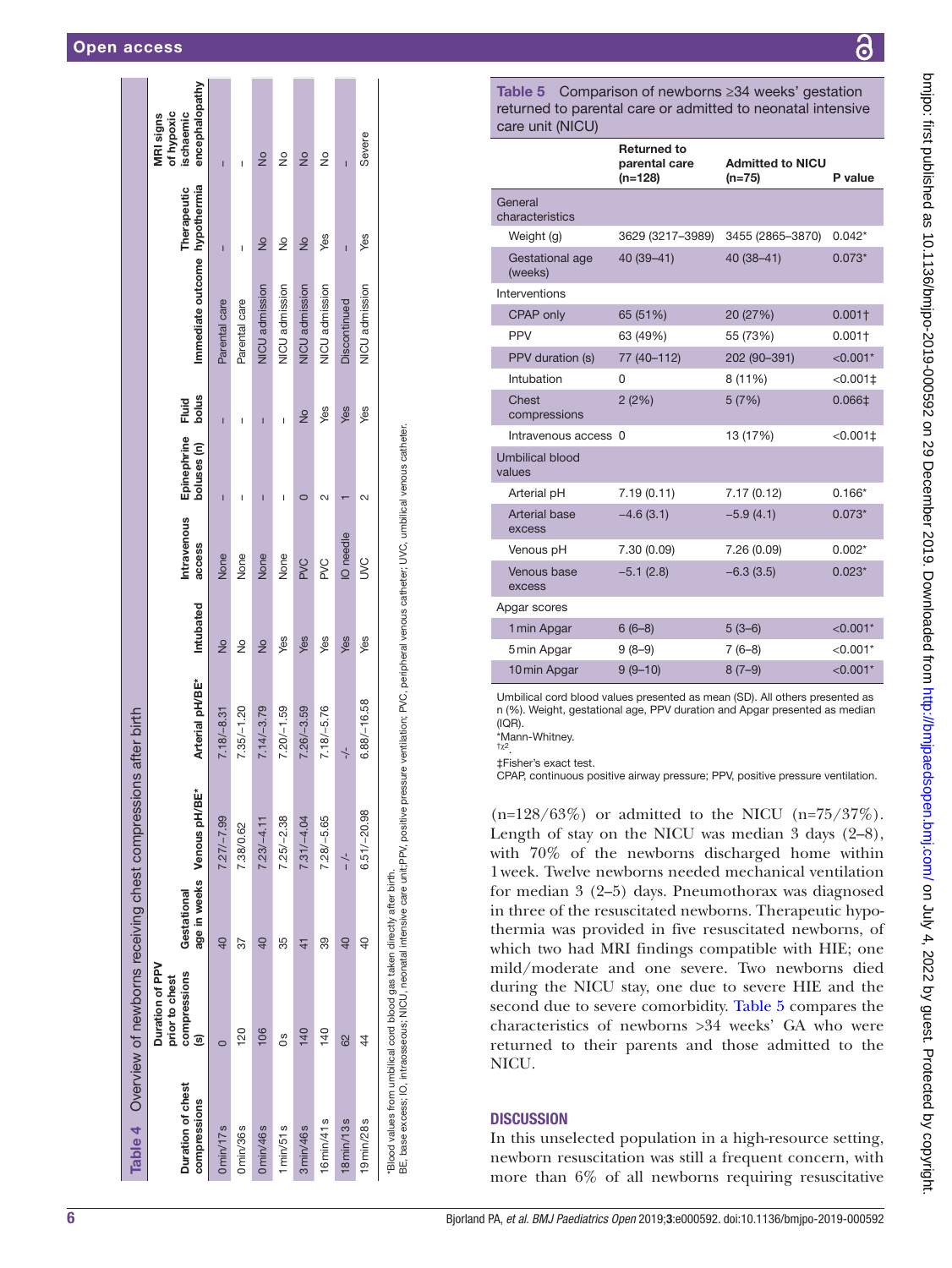**Table 4** Overview of newborns receiving chest compressions after birth

| Duration of chest compressions | Duration of PPV prior to chest compressions (s) | Gestational age in weeks | Venous pH/BE* | Arterial pH/BE* | Intubated | Intravenous access | Epinephrine boluses (n) | Fluid bolus | Immediate outcome | Therapeutic hypothermia | MRI signs of hypoxic ischaemic encephalopathy |
|---|---|---|---|---|---|---|---|---|---|---|---|
| 0 min/17 s | 0 | 40 | 7.27/−7.99 | 7.18/−8.31 | No | None | – | – | Parental care | – | – |
| 0 min/36 s | 120 | 37 | 7.38/0.62 | 7.35/−1.20 | No | None | – | – | Parental care | – | – |
| 0 min/46 s | 106 | 40 | 7.23/−4.11 | 7.14/−3.79 | No | None | – | – | NICU admission | No | No |
| 1 min/51 s | 0 s | 35 | 7.25/−2.38 | 7.20/−1.59 | Yes | None | – | – | NICU admission | No | No |
| 3 min/46 s | 140 | 41 | 7.31/−4.04 | 7.26/−3.59 | Yes | PVC | 0 | No | NICU admission | No | No |
| 16 min/41 s | 140 | 39 | 7.28/−5.65 | 7.18/−5.76 | Yes | PVC | 2 | Yes | NICU admission | Yes | No |
| 18 min/13 s | 62 | 40 | – /- | -/- | Yes | IO needle | 1 | Yes | Discontinued | – | – |
| 19 min/28 s | 44 | 40 | 6.51/−20.98 | 6.88/−16.58 | Yes | UVC | 2 | Yes | NICU admission | Yes | Severe |

*Blood values from umbilical cord blood gas taken directly after birth.
BE, base excess; IO, intraosseous; NICU, neonatal intensive care unit;PPV, positive pressure ventilation; PVC, peripheral venous catheter; UVC, umbilical venous catheter.

**Table 5** Comparison of newborns ≥34 weeks' gestation returned to parental care or admitted to neonatal intensive care unit (NICU)

| | Returned to parental care (n=128) | Admitted to NICU (n=75) | P value |
|---|---|---|---|
| **General characteristics** | | | |
| Weight (g) | 3629 (3217–3989) | 3455 (2865–3870) | 0.042* |
| Gestational age (weeks) | 40 (39–41) | 40 (38–41) | 0.073* |
| **Interventions** | | | |
| CPAP only | 65 (51%) | 20 (27%) | 0.001† |
| PPV | 63 (49%) | 55 (73%) | 0.001† |
| PPV duration (s) | 77 (40–112) | 202 (90–391) | <0.001* |
| Intubation | 0 | 8 (11%) | <0.001‡ |
| Chest compressions | 2 (2%) | 5 (7%) | 0.066‡ |
| Intravenous access | 0 | 13 (17%) | <0.001‡ |
| **Umbilical blood values** | | | |
| Arterial pH | 7.19 (0.11) | 7.17 (0.12) | 0.166* |
| Arterial base excess | −4.6 (3.1) | −5.9 (4.1) | 0.073* |
| Venous pH | 7.30 (0.09) | 7.26 (0.09) | 0.002* |
| Venous base excess | −5.1 (2.8) | −6.3 (3.5) | 0.023* |
| **Apgar scores** | | | |
| 1 min Apgar | 6 (6–8) | 5 (3–6) | <0.001* |
| 5 min Apgar | 9 (8–9) | 7 (6–8) | <0.001* |
| 10 min Apgar | 9 (9–10) | 8 (7–9) | <0.001* |

Umbilical cord blood values presented as mean (SD). All others presented as n (%). Weight, gestational age, PPV duration and Apgar presented as median (IQR).
*Mann-Whitney.
†$\chi^2$.
‡Fisher's exact test.
CPAP, continuous positive airway pressure; PPV, positive pressure ventilation.

(n=128/63%) or admitted to the NICU (n=75/37%). Length of stay on the NICU was median 3 days (2–8), with 70% of the newborns discharged home within 1 week. Twelve newborns needed mechanical ventilation for median 3 (2–5) days. Pneumothorax was diagnosed in three of the resuscitated newborns. Therapeutic hypothermia was provided in five resuscitated newborns, of which two had MRI findings compatible with HIE; one mild/moderate and one severe. Two newborns died during the NICU stay, one due to severe HIE and the second due to severe comorbidity. Table 5 compares the characteristics of newborns >34 weeks' GA who were returned to their parents and those admitted to the NICU.

## DISCUSSION

In this unselected population in a high-resource setting, newborn resuscitation was still a frequent concern, with more than 6% of all newborns requiring resuscitative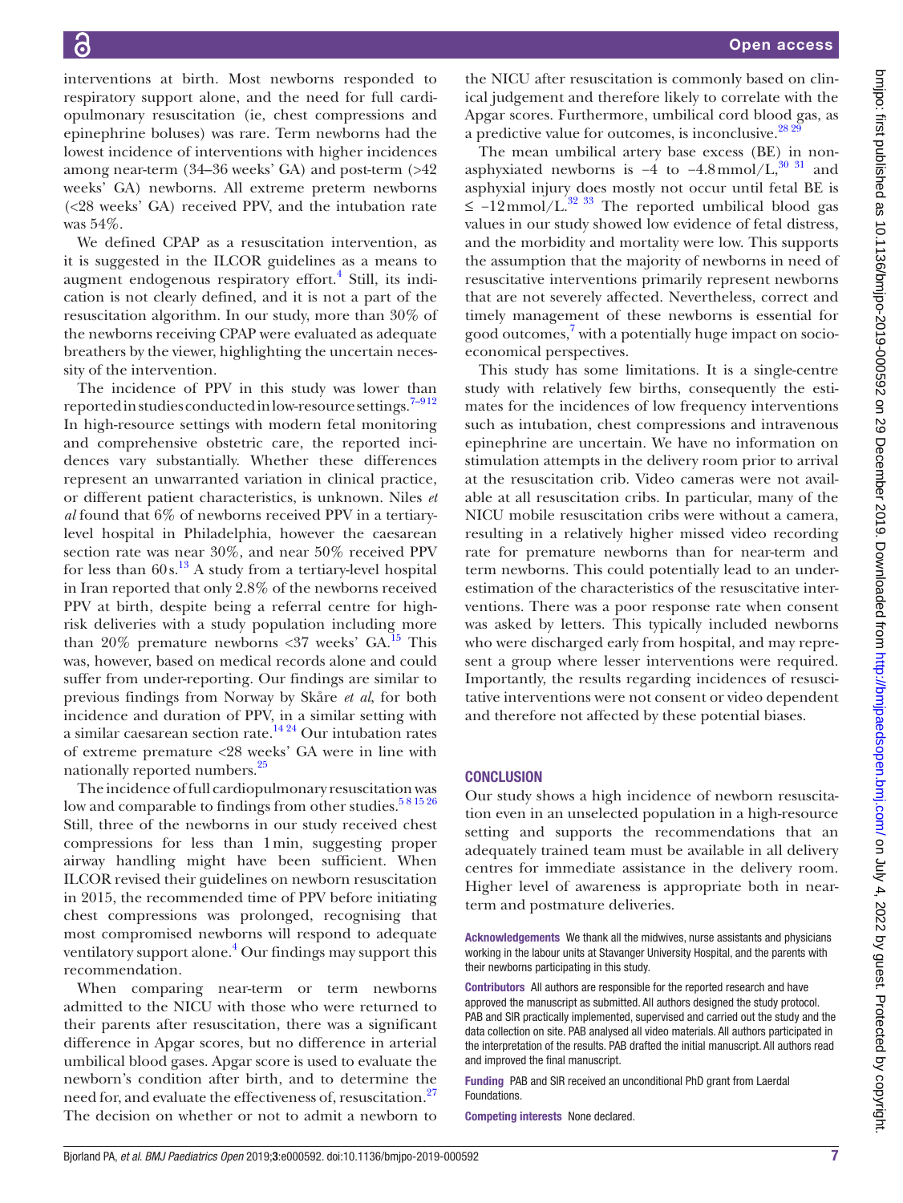interventions at birth. Most newborns responded to respiratory support alone, and the need for full cardiopulmonary resuscitation (ie, chest compressions and epinephrine boluses) was rare. Term newborns had the lowest incidence of interventions with higher incidences among near-term (34–36 weeks' GA) and post-term (>42 weeks' GA) newborns. All extreme preterm newborns (<28 weeks' GA) received PPV, and the intubation rate was 54%.

We defined CPAP as a resuscitation intervention, as it is suggested in the ILCOR guidelines as a means to augment endogenous respiratory effort.[4] Still, its indication is not clearly defined, and it is not a part of the resuscitation algorithm. In our study, more than 30% of the newborns receiving CPAP were evaluated as adequate breathers by the viewer, highlighting the uncertain necessity of the intervention.

The incidence of PPV in this study was lower than reported in studies conducted in low-resource settings.[7–9,12] In high-resource settings with modern fetal monitoring and comprehensive obstetric care, the reported incidences vary substantially. Whether these differences represent an unwarranted variation in clinical practice, or different patient characteristics, is unknown. Niles *et al* found that 6% of newborns received PPV in a tertiary-level hospital in Philadelphia, however the caesarean section rate was near 30%, and near 50% received PPV for less than 60 s.[13] A study from a tertiary-level hospital in Iran reported that only 2.8% of the newborns received PPV at birth, despite being a referral centre for high-risk deliveries with a study population including more than 20% premature newborns <37 weeks' GA.[15] This was, however, based on medical records alone and could suffer from under-reporting. Our findings are similar to previous findings from Norway by Skåre *et al*, for both incidence and duration of PPV, in a similar setting with a similar caesarean section rate.[14,24] Our intubation rates of extreme premature <28 weeks' GA were in line with nationally reported numbers.[25]

The incidence of full cardiopulmonary resuscitation was low and comparable to findings from other studies.[5,8,15,26] Still, three of the newborns in our study received chest compressions for less than 1 min, suggesting proper airway handling might have been sufficient. When ILCOR revised their guidelines on newborn resuscitation in 2015, the recommended time of PPV before initiating chest compressions was prolonged, recognising that most compromised newborns will respond to adequate ventilatory support alone.[4] Our findings may support this recommendation.

When comparing near-term or term newborns admitted to the NICU with those who were returned to their parents after resuscitation, there was a significant difference in Apgar scores, but no difference in arterial umbilical blood gases. Apgar score is used to evaluate the newborn's condition after birth, and to determine the need for, and evaluate the effectiveness of, resuscitation.[27] The decision on whether or not to admit a newborn to the NICU after resuscitation is commonly based on clinical judgement and therefore likely to correlate with the Apgar scores. Furthermore, umbilical cord blood gas, as a predictive value for outcomes, is inconclusive.[28,29]

The mean umbilical artery base excess (BE) in non-asphyxiated newborns is −4 to −4.8 mmol/L,[30,31] and asphyxial injury does mostly not occur until fetal BE is ≤ −12 mmol/L.[32,33] The reported umbilical blood gas values in our study showed low evidence of fetal distress, and the morbidity and mortality were low. This supports the assumption that the majority of newborns in need of resuscitative interventions primarily represent newborns that are not severely affected. Nevertheless, correct and timely management of these newborns is essential for good outcomes,[7] with a potentially huge impact on socio-economical perspectives.

This study has some limitations. It is a single-centre study with relatively few births, consequently the estimates for the incidences of low frequency interventions such as intubation, chest compressions and intravenous epinephrine are uncertain. We have no information on stimulation attempts in the delivery room prior to arrival at the resuscitation crib. Video cameras were not available at all resuscitation cribs. In particular, many of the NICU mobile resuscitation cribs were without a camera, resulting in a relatively higher missed video recording rate for premature newborns than for near-term and term newborns. This could potentially lead to an underestimation of the characteristics of the resuscitative interventions. There was a poor response rate when consent was asked by letters. This typically included newborns who were discharged early from hospital, and may represent a group where lesser interventions were required. Importantly, the results regarding incidences of resuscitative interventions were not consent or video dependent and therefore not affected by these potential biases.

## CONCLUSION

Our study shows a high incidence of newborn resuscitation even in an unselected population in a high-resource setting and supports the recommendations that an adequately trained team must be available in all delivery centres for immediate assistance in the delivery room. Higher level of awareness is appropriate both in near-term and postmature deliveries.

**Acknowledgements** We thank all the midwives, nurse assistants and physicians working in the labour units at Stavanger University Hospital, and the parents with their newborns participating in this study.

**Contributors** All authors are responsible for the reported research and have approved the manuscript as submitted. All authors designed the study protocol. PAB and SIR practically implemented, supervised and carried out the study and the data collection on site. PAB analysed all video materials. All authors participated in the interpretation of the results. PAB drafted the initial manuscript. All authors read and improved the final manuscript.

**Funding** PAB and SIR received an unconditional PhD grant from Laerdal Foundations.

**Competing interests** None declared.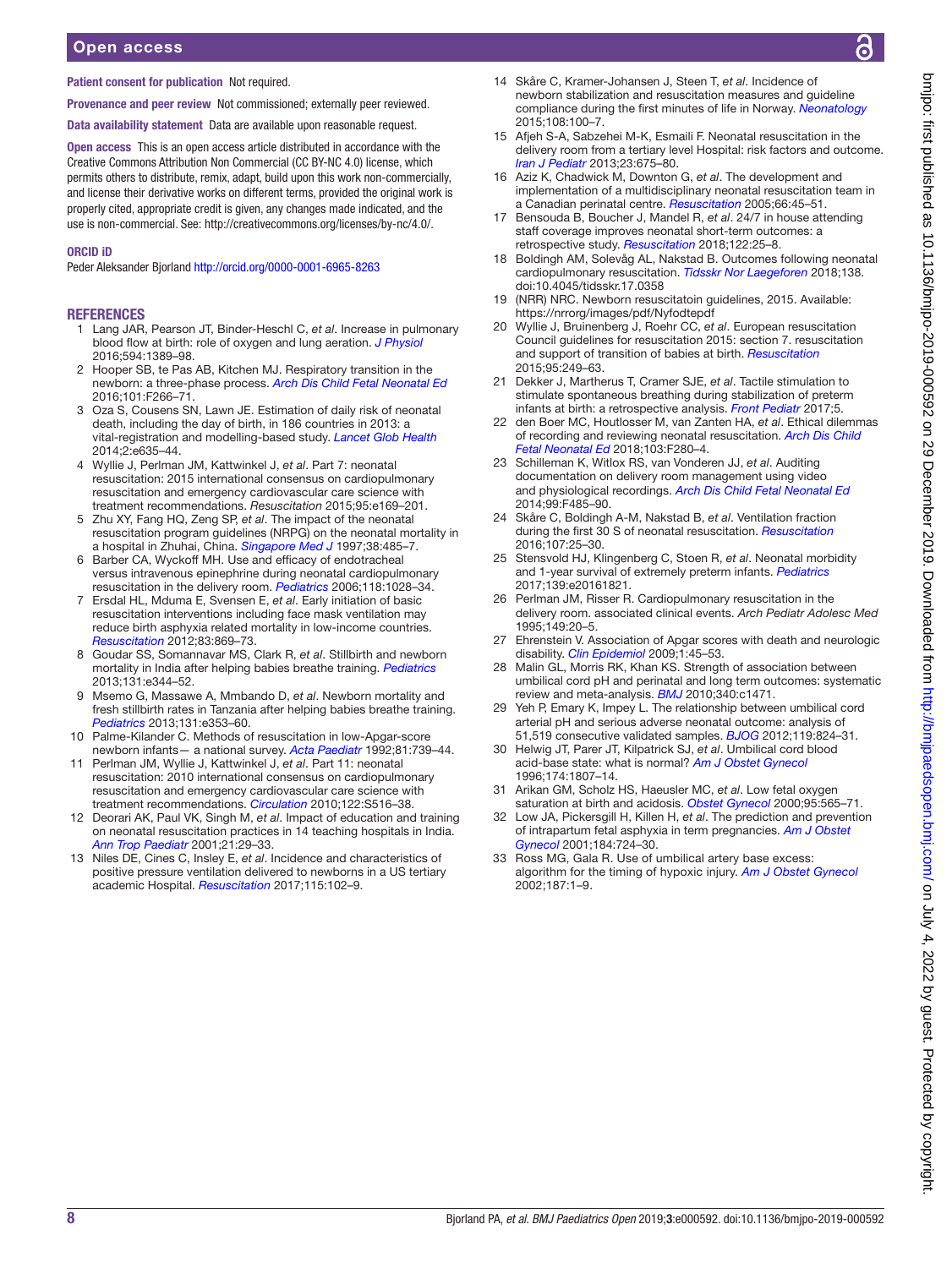**Patient consent for publication** Not required.

**Provenance and peer review** Not commissioned; externally peer reviewed.

**Data availability statement** Data are available upon reasonable request.

**Open access** This is an open access article distributed in accordance with the Creative Commons Attribution Non Commercial (CC BY-NC 4.0) license, which permits others to distribute, remix, adapt, build upon this work non-commercially, and license their derivative works on different terms, provided the original work is properly cited, appropriate credit is given, any changes made indicated, and the use is non-commercial. See: http://creativecommons.org/licenses/by-nc/4.0/.

**ORCID iD**

Peder Aleksander Bjorland http://orcid.org/0000-0001-6965-8263

## REFERENCES

1. Lang JAR, Pearson JT, Binder-Heschl C, *et al*. Increase in pulmonary blood flow at birth: role of oxygen and lung aeration. *J Physiol* 2016;594:1389–98.
2. Hooper SB, te Pas AB, Kitchen MJ. Respiratory transition in the newborn: a three-phase process. *Arch Dis Child Fetal Neonatal Ed* 2016;101:F266–71.
3. Oza S, Cousens SN, Lawn JE. Estimation of daily risk of neonatal death, including the day of birth, in 186 countries in 2013: a vital-registration and modelling-based study. *Lancet Glob Health* 2014;2:e635–44.
4. Wyllie J, Perlman JM, Kattwinkel J, *et al*. Part 7: neonatal resuscitation: 2015 international consensus on cardiopulmonary resuscitation and emergency cardiovascular care science with treatment recommendations. *Resuscitation* 2015;95:e169–201.
5. Zhu XY, Fang HQ, Zeng SP, *et al*. The impact of the neonatal resuscitation program guidelines (NRPG) on the neonatal mortality in a hospital in Zhuhai, China. *Singapore Med J* 1997;38:485–7.
6. Barber CA, Wyckoff MH. Use and efficacy of endotracheal versus intravenous epinephrine during neonatal cardiopulmonary resuscitation in the delivery room. *Pediatrics* 2006;118:1028–34.
7. Ersdal HL, Mduma E, Svensen E, *et al*. Early initiation of basic resuscitation interventions including face mask ventilation may reduce birth asphyxia related mortality in low-income countries. *Resuscitation* 2012;83:869–73.
8. Goudar SS, Somannavar MS, Clark R, *et al*. Stillbirth and newborn mortality in India after helping babies breathe training. *Pediatrics* 2013;131:e344–52.
9. Msemo G, Massawe A, Mmbando D, *et al*. Newborn mortality and fresh stillbirth rates in Tanzania after helping babies breathe training. *Pediatrics* 2013;131:e353–60.
10. Palme-Kilander C. Methods of resuscitation in low-Apgar-score newborn infants— a national survey. *Acta Paediatr* 1992;81:739–44.
11. Perlman JM, Wyllie J, Kattwinkel J, *et al*. Part 11: neonatal resuscitation: 2010 international consensus on cardiopulmonary resuscitation and emergency cardiovascular care science with treatment recommendations. *Circulation* 2010;122:S516–38.
12. Deorari AK, Paul VK, Singh M, *et al*. Impact of education and training on neonatal resuscitation practices in 14 teaching hospitals in India. *Ann Trop Paediatr* 2001;21:29–33.
13. Niles DE, Cines C, Insley E, *et al*. Incidence and characteristics of positive pressure ventilation delivered to newborns in a US tertiary academic Hospital. *Resuscitation* 2017;115:102–9.
14. Skåre C, Kramer-Johansen J, Steen T, *et al*. Incidence of newborn stabilization and resuscitation measures and guideline compliance during the first minutes of life in Norway. *Neonatology* 2015;108:100–7.
15. Afjeh S-A, Sabzehei M-K, Esmaili F. Neonatal resuscitation in the delivery room from a tertiary level Hospital: risk factors and outcome. *Iran J Pediatr* 2013;23:675–80.
16. Aziz K, Chadwick M, Downton G, *et al*. The development and implementation of a multidisciplinary neonatal resuscitation team in a Canadian perinatal centre. *Resuscitation* 2005;66:45–51.
17. Bensouda B, Boucher J, Mandel R, *et al*. 24/7 in house attending staff coverage improves neonatal short-term outcomes: a retrospective study. *Resuscitation* 2018;122:25–8.
18. Boldingh AM, Solevåg AL, Nakstad B. Outcomes following neonatal cardiopulmonary resuscitation. *Tidsskr Nor Laegeforen* 2018;138. doi:10.4045/tidsskr.17.0358
19. (NRR) NRC. Newborn resuscitatoin guidelines, 2015. Available: https://nrrorg/images/pdf/Nyfodtepdf
20. Wyllie J, Bruinenberg J, Roehr CC, *et al*. European resuscitation Council guidelines for resuscitation 2015: section 7. resuscitation and support of transition of babies at birth. *Resuscitation* 2015;95:249–63.
21. Dekker J, Martherus T, Cramer SJE, *et al*. Tactile stimulation to stimulate spontaneous breathing during stabilization of preterm infants at birth: a retrospective analysis. *Front Pediatr* 2017;5.
22. den Boer MC, Houtlosser M, van Zanten HA, *et al*. Ethical dilemmas of recording and reviewing neonatal resuscitation. *Arch Dis Child Fetal Neonatal Ed* 2018;103:F280–4.
23. Schilleman K, Witlox RS, van Vonderen JJ, *et al*. Auditing documentation on delivery room management using video and physiological recordings. *Arch Dis Child Fetal Neonatal Ed* 2014;99:F485–90.
24. Skåre C, Boldingh A-M, Nakstad B, *et al*. Ventilation fraction during the first 30 S of neonatal resuscitation. *Resuscitation* 2016;107:25–30.
25. Stensvold HJ, Klingenberg C, Stoen R, *et al*. Neonatal morbidity and 1-year survival of extremely preterm infants. *Pediatrics* 2017;139:e20161821.
26. Perlman JM, Risser R. Cardiopulmonary resuscitation in the delivery room. associated clinical events. *Arch Pediatr Adolesc Med* 1995;149:20–5.
27. Ehrenstein V. Association of Apgar scores with death and neurologic disability. *Clin Epidemiol* 2009;1:45–53.
28. Malin GL, Morris RK, Khan KS. Strength of association between umbilical cord pH and perinatal and long term outcomes: systematic review and meta-analysis. *BMJ* 2010;340:c1471.
29. Yeh P, Emary K, Impey L. The relationship between umbilical cord arterial pH and serious adverse neonatal outcome: analysis of 51,519 consecutive validated samples. *BJOG* 2012;119:824–31.
30. Helwig JT, Parer JT, Kilpatrick SJ, *et al*. Umbilical cord blood acid-base state: what is normal? *Am J Obstet Gynecol* 1996;174:1807–14.
31. Arikan GM, Scholz HS, Haeusler MC, *et al*. Low fetal oxygen saturation at birth and acidosis. *Obstet Gynecol* 2000;95:565–71.
32. Low JA, Pickersgill H, Killen H, *et al*. The prediction and prevention of intrapartum fetal asphyxia in term pregnancies. *Am J Obstet Gynecol* 2001;184:724–30.
33. Ross MG, Gala R. Use of umbilical artery base excess: algorithm for the timing of hypoxic injury. *Am J Obstet Gynecol* 2002;187:1–9.